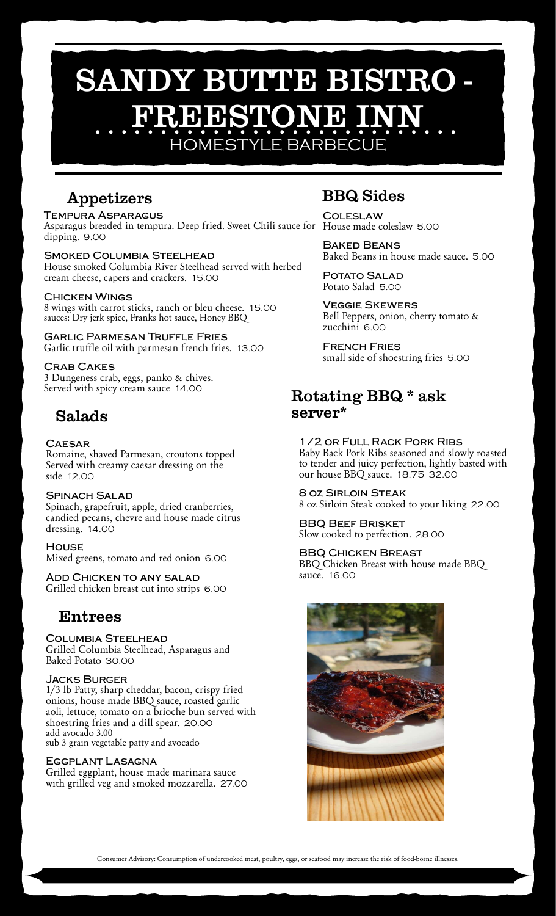# SANDY BUTTE BISTRO - FREESTONE INN

HOMESTYLE BARBECUE

## Appetizers

**Tempura Asparagus**
Asparagus breaded in tempura. Deep fried. Sweet Chili sauce for dipping. 9.00

**Smoked Columbia Steelhead**
House smoked Columbia River Steelhead served with herbed cream cheese, capers and crackers. 15.00

**Chicken Wings**
8 wings with carrot sticks, ranch or bleu cheese. 15.00
sauces: Dry jerk spice, Franks hot sauce, Honey BBQ

**Garlic Parmesan Truffle Fries**
Garlic truffle oil with parmesan french fries. 13.00

**Crab Cakes**
3 Dungeness crab, eggs, panko & chives.
Served with spicy cream sauce 14.00

## Salads

**Caesar**
Romaine, shaved Parmesan, croutons topped Served with creamy caesar dressing on the side 12.00

**Spinach Salad**
Spinach, grapefruit, apple, dried cranberries, candied pecans, chevre and house made citrus dressing. 14.00

**House**
Mixed greens, tomato and red onion 6.00

**Add Chicken to any salad**
Grilled chicken breast cut into strips 6.00

## Entrees

**Columbia Steelhead**
Grilled Columbia Steelhead, Asparagus and Baked Potato 30.00

**Jacks Burger**
1/3 lb Patty, sharp cheddar, bacon, crispy fried onions, house made BBQ sauce, roasted garlic aoli, lettuce, tomato on a brioche bun served with shoestring fries and a dill spear. 20.00
add avocado 3.00
sub 3 grain vegetable patty and avocado

**Eggplant Lasagna**
Grilled eggplant, house made marinara sauce with grilled veg and smoked mozzarella. 27.00

## BBQ Sides

**Coleslaw**
House made coleslaw 5.00

**Baked Beans**
Baked Beans in house made sauce. 5.00

**Potato Salad**
Potato Salad 5.00

**Veggie Skewers**
Bell Peppers, onion, cherry tomato & zucchini 6.00

**French Fries**
small side of shoestring fries 5.00

## Rotating BBQ * ask server*

**1/2 or Full Rack Pork Ribs**
Baby Back Pork Ribs seasoned and slowly roasted to tender and juicy perfection, lightly basted with our house BBQ sauce. 18.75 32.00

**8 oz Sirloin Steak**
8 oz Sirloin Steak cooked to your liking 22.00

**BBQ Beef Brisket**
Slow cooked to perfection. 28.00

**BBQ Chicken Breast**
BBQ Chicken Breast with house made BBQ sauce. 16.00

Consumer Advisory: Consumption of undercooked meat, poultry, eggs, or seafood may increase the risk of food-borne illnesses.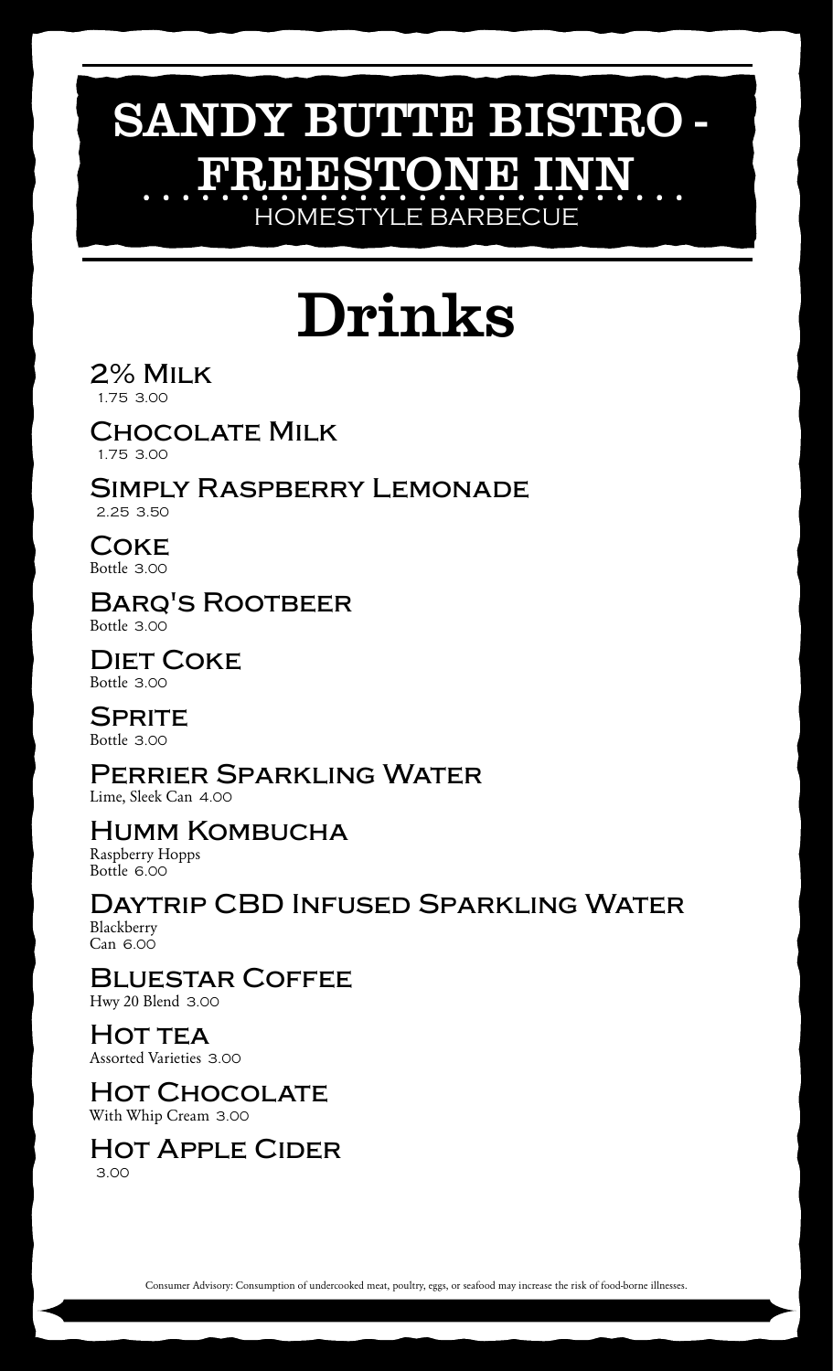# SANDY BUTTE BISTRO - FREESTONE INN

HOMESTYLE BARBECUE

# Drinks

### 2% Milk
1.75 3.00

### Chocolate Milk
1.75 3.00

### Simply Raspberry Lemonade
2.25 3.50

### Coke
Bottle 3.00

### Barq's Rootbeer
Bottle 3.00

### Diet Coke
Bottle 3.00

### Sprite
Bottle 3.00

### Perrier Sparkling Water
Lime, Sleek Can 4.00

### Humm Kombucha
Raspberry Hopps
Bottle 6.00

### Daytrip CBD Infused Sparkling Water
Blackberry
Can 6.00

### Bluestar Coffee
Hwy 20 Blend 3.00

### Hot tea
Assorted Varieties 3.00

### Hot Chocolate
With Whip Cream 3.00

### Hot Apple Cider
3.00

Consumer Advisory: Consumption of undercooked meat, poultry, eggs, or seafood may increase the risk of food-borne illnesses.